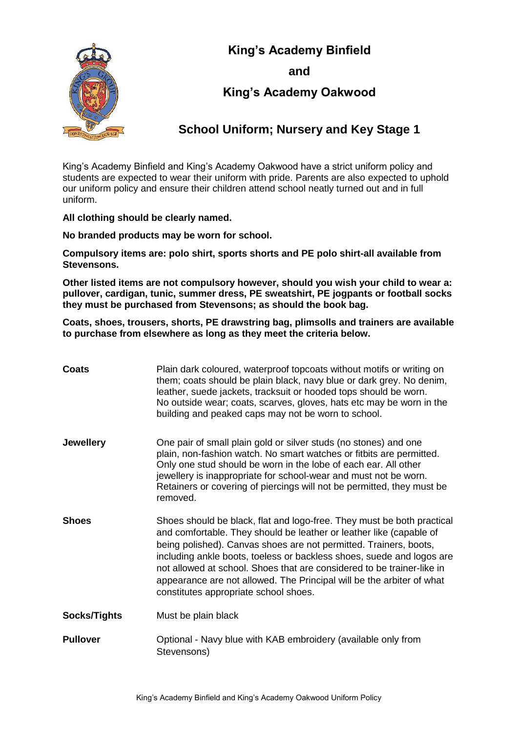# King's Academy Binfield

## and

# King's Academy Oakwood

## School Uniform; Nursery and Key Stage 1

King's Academy Binfield and King's Academy Oakwood have a strict uniform policy and students are expected to wear their uniform with pride. Parents are also expected to uphold our uniform policy and ensure their children attend school neatly turned out and in full uniform.

**All clothing should be clearly named.**

**No branded products may be worn for school.**

**Compulsory items are: polo shirt, sports shorts and PE polo shirt-all available from Stevensons.**

**Other listed items are not compulsory however, should you wish your child to wear a: pullover, cardigan, tunic, summer dress, PE sweatshirt, PE jogpants or football socks they must be purchased from Stevensons; as should the book bag.**

**Coats, shoes, trousers, shorts, PE drawstring bag, plimsolls and trainers are available to purchase from elsewhere as long as they meet the criteria below.**

**Coats**
Plain dark coloured, waterproof topcoats without motifs or writing on them; coats should be plain black, navy blue or dark grey. No denim, leather, suede jackets, tracksuit or hooded tops should be worn. No outside wear; coats, scarves, gloves, hats etc may be worn in the building and peaked caps may not be worn to school.

**Jewellery**
One pair of small plain gold or silver studs (no stones) and one plain, non-fashion watch. No smart watches or fitbits are permitted. Only one stud should be worn in the lobe of each ear. All other jewellery is inappropriate for school-wear and must not be worn. Retainers or covering of piercings will not be permitted, they must be removed.

**Shoes**
Shoes should be black, flat and logo-free. They must be both practical and comfortable. They should be leather or leather like (capable of being polished). Canvas shoes are not permitted. Trainers, boots, including ankle boots, toeless or backless shoes, suede and logos are not allowed at school. Shoes that are considered to be trainer-like in appearance are not allowed. The Principal will be the arbiter of what constitutes appropriate school shoes.

**Socks/Tights**
Must be plain black

**Pullover**
Optional - Navy blue with KAB embroidery (available only from Stevensons)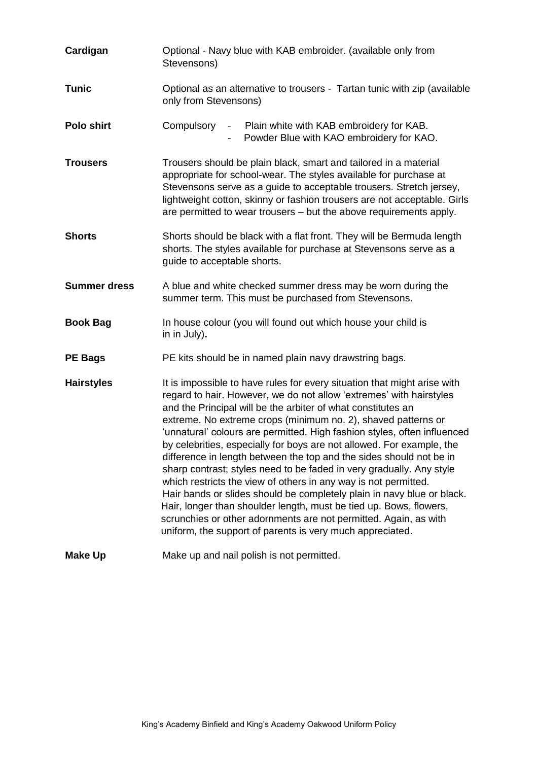| | |
|---|---|
| **Cardigan** | Optional - Navy blue with KAB embroider. (available only from Stevensons) |
| **Tunic** | Optional as an alternative to trousers - Tartan tunic with zip (available only from Stevensons) |
| **Polo shirt** | Compulsory - Plain white with KAB embroidery for KAB.<br>- Powder Blue with KAO embroidery for KAO. |
| **Trousers** | Trousers should be plain black, smart and tailored in a material appropriate for school-wear. The styles available for purchase at Stevensons serve as a guide to acceptable trousers. Stretch jersey, lightweight cotton, skinny or fashion trousers are not acceptable. Girls are permitted to wear trousers – but the above requirements apply. |
| **Shorts** | Shorts should be black with a flat front. They will be Bermuda length shorts. The styles available for purchase at Stevensons serve as a guide to acceptable shorts. |
| **Summer dress** | A blue and white checked summer dress may be worn during the summer term. This must be purchased from Stevensons. |
| **Book Bag** | In house colour (you will found out which house your child is in in July)**.** |
| **PE Bags** | PE kits should be in named plain navy drawstring bags. |
| **Hairstyles** | It is impossible to have rules for every situation that might arise with regard to hair. However, we do not allow 'extremes' with hairstyles and the Principal will be the arbiter of what constitutes an extreme. No extreme crops (minimum no. 2), shaved patterns or 'unnatural' colours are permitted. High fashion styles, often influenced by celebrities, especially for boys are not allowed. For example, the difference in length between the top and the sides should not be in sharp contrast; styles need to be faded in very gradually. Any style which restricts the view of others in any way is not permitted. Hair bands or slides should be completely plain in navy blue or black. Hair, longer than shoulder length, must be tied up. Bows, flowers, scrunchies or other adornments are not permitted. Again, as with uniform, the support of parents is very much appreciated. |
| **Make Up** | Make up and nail polish is not permitted. |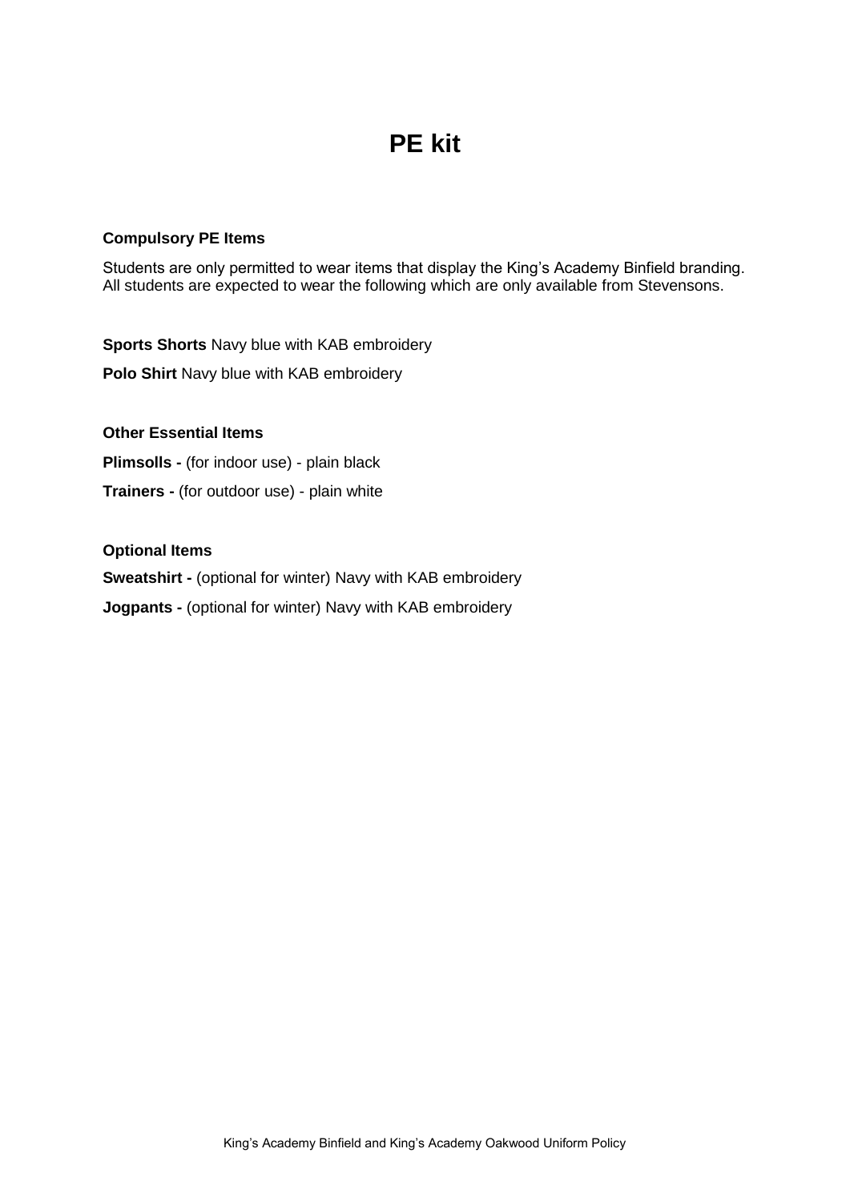# PE kit

**Compulsory PE Items**

Students are only permitted to wear items that display the King's Academy Binfield branding. All students are expected to wear the following which are only available from Stevensons.

**Sports Shorts** Navy blue with KAB embroidery

**Polo Shirt** Navy blue with KAB embroidery

**Other Essential Items**

**Plimsolls -** (for indoor use) - plain black

**Trainers -** (for outdoor use) - plain white

**Optional Items**

**Sweatshirt -** (optional for winter) Navy with KAB embroidery

**Jogpants -** (optional for winter) Navy with KAB embroidery